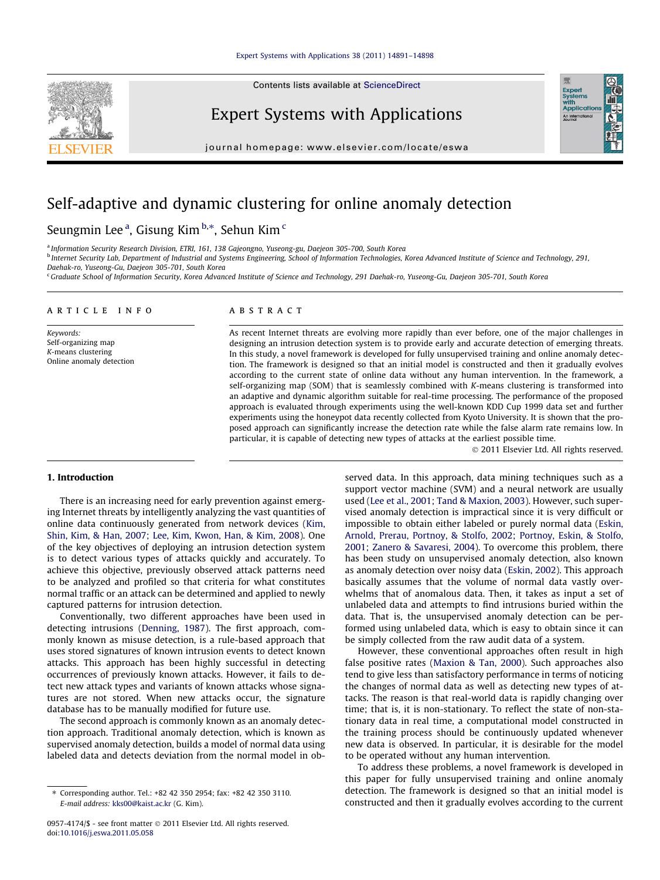# Self-adaptive and dynamic clustering for online anomaly detection

Seungmin Lee [a], Gisung Kim [b,*], Sehun Kim [c]

[a] Information Security Research Division, ETRI, 161, 138 Gajeongno, Yuseong-gu, Daejeon 305-700, South Korea
[b] Internet Security Lab, Department of Industrial and Systems Engineering, School of Information Technologies, Korea Advanced Institute of Science and Technology, 291, Daehak-ro, Yuseong-Gu, Daejeon 305-701, South Korea
[c] Graduate School of Information Security, Korea Advanced Institute of Science and Technology, 291 Daehak-ro, Yuseong-Gu, Daejeon 305-701, South Korea

## ARTICLE INFO

*Keywords:*
Self-organizing map
*K*-means clustering
Online anomaly detection

## ABSTRACT

As recent Internet threats are evolving more rapidly than ever before, one of the major challenges in designing an intrusion detection system is to provide early and accurate detection of emerging threats. In this study, a novel framework is developed for fully unsupervised training and online anomaly detection. The framework is designed so that an initial model is constructed and then it gradually evolves according to the current state of online data without any human intervention. In the framework, a self-organizing map (SOM) that is seamlessly combined with *K*-means clustering is transformed into an adaptive and dynamic algorithm suitable for real-time processing. The performance of the proposed approach is evaluated through experiments using the well-known KDD Cup 1999 data set and further experiments using the honeypot data recently collected from Kyoto University. It is shown that the proposed approach can significantly increase the detection rate while the false alarm rate remains low. In particular, it is capable of detecting new types of attacks at the earliest possible time.

© 2011 Elsevier Ltd. All rights reserved.

## 1. Introduction

There is an increasing need for early prevention against emerging Internet threats by intelligently analyzing the vast quantities of online data continuously generated from network devices (Kim, Shin, Kim, & Han, 2007; Lee, Kim, Kwon, Han, & Kim, 2008). One of the key objectives of deploying an intrusion detection system is to detect various types of attacks quickly and accurately. To achieve this objective, previously observed attack patterns need to be analyzed and profiled so that criteria for what constitutes normal traffic or an attack can be determined and applied to newly captured patterns for intrusion detection.

Conventionally, two different approaches have been used in detecting intrusions (Denning, 1987). The first approach, commonly known as misuse detection, is a rule-based approach that uses stored signatures of known intrusion events to detect known attacks. This approach has been highly successful in detecting occurrences of previously known attacks. However, it fails to detect new attack types and variants of known attacks whose signatures are not stored. When new attacks occur, the signature database has to be manually modified for future use.

The second approach is commonly known as an anomaly detection approach. Traditional anomaly detection, which is known as supervised anomaly detection, builds a model of normal data using labeled data and detects deviation from the normal model in observed data. In this approach, data mining techniques such as a support vector machine (SVM) and a neural network are usually used (Lee et al., 2001; Tand & Maxion, 2003). However, such supervised anomaly detection is impractical since it is very difficult or impossible to obtain either labeled or purely normal data (Eskin, Arnold, Prerau, Portnoy, & Stolfo, 2002; Portnoy, Eskin, & Stolfo, 2001; Zanero & Savaresi, 2004). To overcome this problem, there has been study on unsupervised anomaly detection, also known as anomaly detection over noisy data (Eskin, 2002). This approach basically assumes that the volume of normal data vastly overwhelms that of anomalous data. Then, it takes as input a set of unlabeled data and attempts to find intrusions buried within the data. That is, the unsupervised anomaly detection can be performed using unlabeled data, which is easy to obtain since it can be simply collected from the raw audit data of a system.

However, these conventional approaches often result in high false positive rates (Maxion & Tan, 2000). Such approaches also tend to give less than satisfactory performance in terms of noticing the changes of normal data as well as detecting new types of attacks. The reason is that real-world data is rapidly changing over time; that is, it is non-stationary. To reflect the state of non-stationary data in real time, a computational model constructed in the training process should be continuously updated whenever new data is observed. In particular, it is desirable for the model to be operated without any human intervention.

To address these problems, a novel framework is developed in this paper for fully unsupervised training and online anomaly detection. The framework is designed so that an initial model is constructed and then it gradually evolves according to the current

* Corresponding author. Tel.: +82 42 350 2954; fax: +82 42 350 3110.
*E-mail address:* kks00@kaist.ac.kr (G. Kim).

0957-4174/$ - see front matter © 2011 Elsevier Ltd. All rights reserved.
doi:10.1016/j.eswa.2011.05.058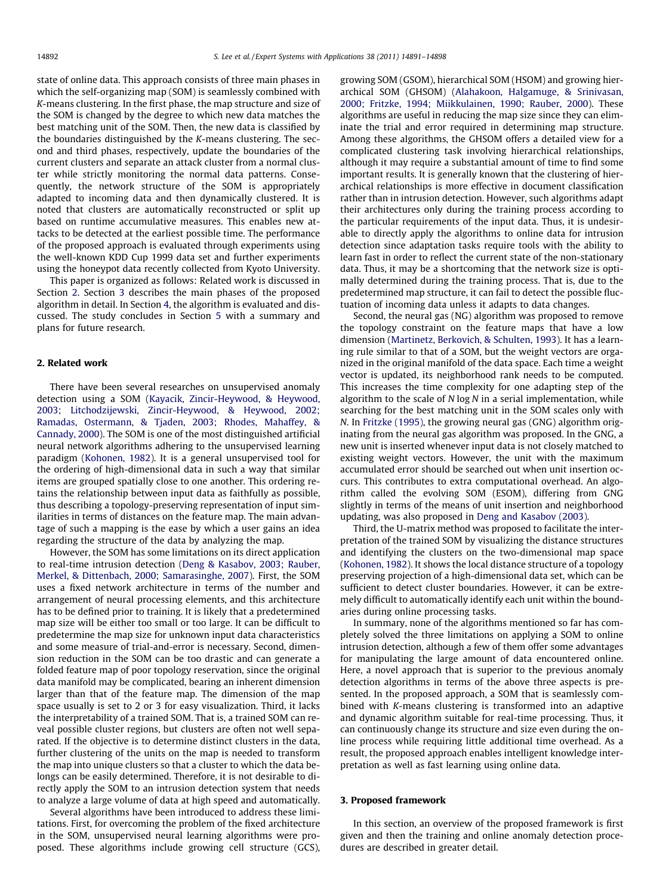state of online data. This approach consists of three main phases in which the self-organizing map (SOM) is seamlessly combined with *K*-means clustering. In the first phase, the map structure and size of the SOM is changed by the degree to which new data matches the best matching unit of the SOM. Then, the new data is classified by the boundaries distinguished by the *K*-means clustering. The second and third phases, respectively, update the boundaries of the current clusters and separate an attack cluster from a normal cluster while strictly monitoring the normal data patterns. Consequently, the network structure of the SOM is appropriately adapted to incoming data and then dynamically clustered. It is noted that clusters are automatically reconstructed or split up based on runtime accumulative measures. This enables new attacks to be detected at the earliest possible time. The performance of the proposed approach is evaluated through experiments using the well-known KDD Cup 1999 data set and further experiments using the honeypot data recently collected from Kyoto University.

This paper is organized as follows: Related work is discussed in Section 2. Section 3 describes the main phases of the proposed algorithm in detail. In Section 4, the algorithm is evaluated and discussed. The study concludes in Section 5 with a summary and plans for future research.

## 2. Related work

There have been several researches on unsupervised anomaly detection using a SOM (Kayacik, Zincir-Heywood, & Heywood, 2003; Litchodzijewski, Zincir-Heywood, & Heywood, 2002; Ramadas, Ostermann, & Tjaden, 2003; Rhodes, Mahaffey, & Cannady, 2000). The SOM is one of the most distinguished artificial neural network algorithms adhering to the unsupervised learning paradigm (Kohonen, 1982). It is a general unsupervised tool for the ordering of high-dimensional data in such a way that similar items are grouped spatially close to one another. This ordering retains the relationship between input data as faithfully as possible, thus describing a topology-preserving representation of input similarities in terms of distances on the feature map. The main advantage of such a mapping is the ease by which a user gains an idea regarding the structure of the data by analyzing the map.

However, the SOM has some limitations on its direct application to real-time intrusion detection (Deng & Kasabov, 2003; Rauber, Merkel, & Dittenbach, 2000; Samarasinghe, 2007). First, the SOM uses a fixed network architecture in terms of the number and arrangement of neural processing elements, and this architecture has to be defined prior to training. It is likely that a predetermined map size will be either too small or too large. It can be difficult to predetermine the map size for unknown input data characteristics and some measure of trial-and-error is necessary. Second, dimension reduction in the SOM can be too drastic and can generate a folded feature map of poor topology reservation, since the original data manifold may be complicated, bearing an inherent dimension larger than that of the feature map. The dimension of the map space usually is set to 2 or 3 for easy visualization. Third, it lacks the interpretability of a trained SOM. That is, a trained SOM can reveal possible cluster regions, but clusters are often not well separated. If the objective is to determine distinct clusters in the data, further clustering of the units on the map is needed to transform the map into unique clusters so that a cluster to which the data belongs can be easily determined. Therefore, it is not desirable to directly apply the SOM to an intrusion detection system that needs to analyze a large volume of data at high speed and automatically.

Several algorithms have been introduced to address these limitations. First, for overcoming the problem of the fixed architecture in the SOM, unsupervised neural learning algorithms were proposed. These algorithms include growing cell structure (GCS), growing SOM (GSOM), hierarchical SOM (HSOM) and growing hierarchical SOM (GHSOM) (Alahakoon, Halgamuge, & Srinivasan, 2000; Fritzke, 1994; Miikkulainen, 1990; Rauber, 2000). These algorithms are useful in reducing the map size since they can eliminate the trial and error required in determining map structure. Among these algorithms, the GHSOM offers a detailed view for a complicated clustering task involving hierarchical relationships, although it may require a substantial amount of time to find some important results. It is generally known that the clustering of hierarchical relationships is more effective in document classification rather than in intrusion detection. However, such algorithms adapt their architectures only during the training process according to the particular requirements of the input data. Thus, it is undesirable to directly apply the algorithms to online data for intrusion detection since adaptation tasks require tools with the ability to learn fast in order to reflect the current state of the non-stationary data. Thus, it may be a shortcoming that the network size is optimally determined during the training process. That is, due to the predetermined map structure, it can fail to detect the possible fluctuation of incoming data unless it adapts to data changes.

Second, the neural gas (NG) algorithm was proposed to remove the topology constraint on the feature maps that have a low dimension (Martinetz, Berkovich, & Schulten, 1993). It has a learning rule similar to that of a SOM, but the weight vectors are organized in the original manifold of the data space. Each time a weight vector is updated, its neighborhood rank needs to be computed. This increases the time complexity for one adapting step of the algorithm to the scale of $N \log N$ in a serial implementation, while searching for the best matching unit in the SOM scales only with $N$. In Fritzke (1995), the growing neural gas (GNG) algorithm originating from the neural gas algorithm was proposed. In the GNG, a new unit is inserted whenever input data is not closely matched to existing weight vectors. However, the unit with the maximum accumulated error should be searched out when unit insertion occurs. This contributes to extra computational overhead. An algorithm called the evolving SOM (ESOM), differing from GNG slightly in terms of the means of unit insertion and neighborhood updating, was also proposed in Deng and Kasabov (2003).

Third, the U-matrix method was proposed to facilitate the interpretation of the trained SOM by visualizing the distance structures and identifying the clusters on the two-dimensional map space (Kohonen, 1982). It shows the local distance structure of a topology preserving projection of a high-dimensional data set, which can be sufficient to detect cluster boundaries. However, it can be extremely difficult to automatically identify each unit within the boundaries during online processing tasks.

In summary, none of the algorithms mentioned so far has completely solved the three limitations on applying a SOM to online intrusion detection, although a few of them offer some advantages for manipulating the large amount of data encountered online. Here, a novel approach that is superior to the previous anomaly detection algorithms in terms of the above three aspects is presented. In the proposed approach, a SOM that is seamlessly combined with *K*-means clustering is transformed into an adaptive and dynamic algorithm suitable for real-time processing. Thus, it can continuously change its structure and size even during the online process while requiring little additional time overhead. As a result, the proposed approach enables intelligent knowledge interpretation as well as fast learning using online data.

## 3. Proposed framework

In this section, an overview of the proposed framework is first given and then the training and online anomaly detection procedures are described in greater detail.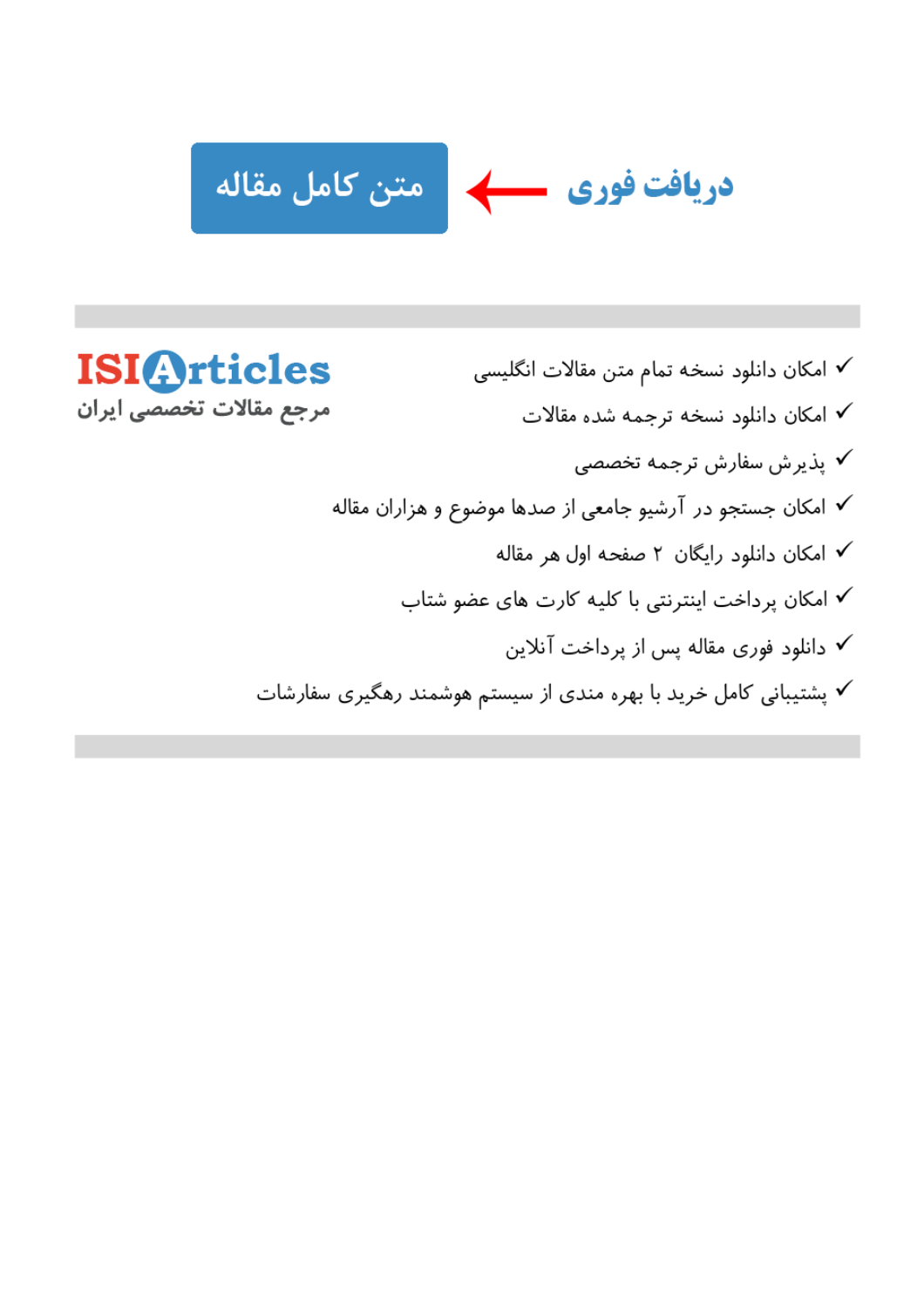دریافت فوری ← متن کامل مقاله

**ISIArticles**
مرجع مقالات تخصصی ایران

- ✓ امکان دانلود نسخه تمام متن مقالات انگلیسی
- ✓ امکان دانلود نسخه ترجمه شده مقالات
- ✓ پذیرش سفارش ترجمه تخصصی
- ✓ امکان جستجو در آرشیو جامعی از صدها موضوع و هزاران مقاله
- ✓ امکان دانلود رایگان ۲ صفحه اول هر مقاله
- ✓ امکان پرداخت اینترنتی با کلیه کارت های عضو شتاب
- ✓ دانلود فوری مقاله پس از پرداخت آنلاین
- ✓ پشتیبانی کامل خرید با بهره مندی از سیستم هوشمند رهگیری سفارشات